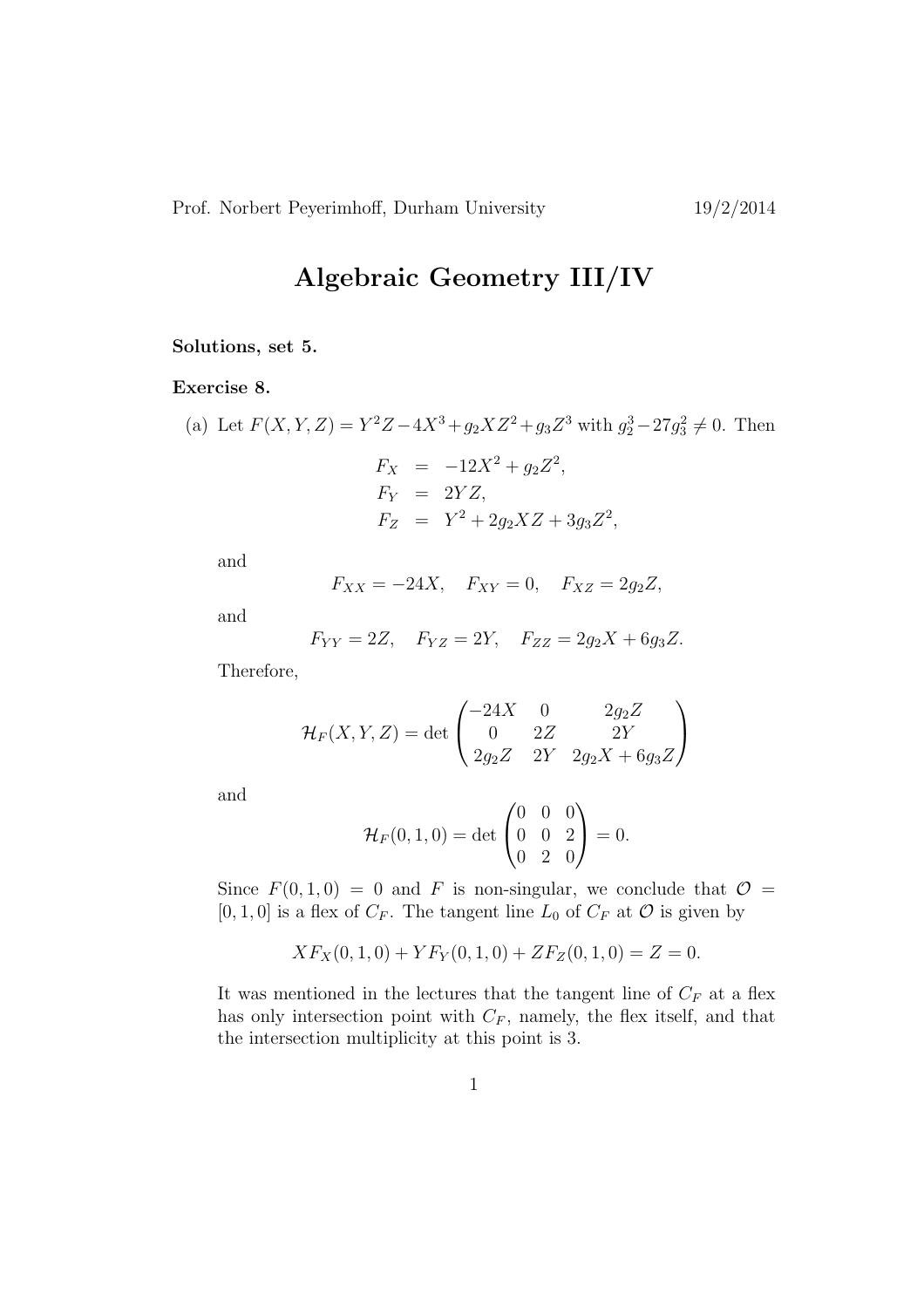Prof. Norbert Peyerimhoff, Durham University 19/2/2014

# Algebraic Geometry III/IV

**Solutions, set 5.**

**Exercise 8.**

(a) Let $F(X,Y,Z) = Y^2Z - 4X^3 + g_2XZ^2 + g_3Z^3$ with $g_2^3 - 27g_3^2 \neq 0$. Then

$$
\begin{aligned}
F_X &= -12X^2 + g_2Z^2, \\
F_Y &= 2YZ, \\
F_Z &= Y^2 + 2g_2XZ + 3g_3Z^2,
\end{aligned}
$$

and

$$F_{XX} = -24X, \quad F_{XY} = 0, \quad F_{XZ} = 2g_2Z,$$

and

$$F_{YY} = 2Z, \quad F_{YZ} = 2Y, \quad F_{ZZ} = 2g_2X + 6g_3Z.$$

Therefore,

$$\mathcal{H}_F(X,Y,Z) = \det \begin{pmatrix} -24X & 0 & 2g_2Z \\ 0 & 2Z & 2Y \\ 2g_2Z & 2Y & 2g_2X + 6g_3Z \end{pmatrix}$$

and

$$\mathcal{H}_F(0,1,0) = \det \begin{pmatrix} 0 & 0 & 0 \\ 0 & 0 & 2 \\ 0 & 2 & 0 \end{pmatrix} = 0.$$

Since $F(0,1,0) = 0$ and $F$ is non-singular, we conclude that $\mathcal{O} = [0,1,0]$ is a flex of $C_F$. The tangent line $L_0$ of $C_F$ at $\mathcal{O}$ is given by

$$XF_X(0,1,0) + YF_Y(0,1,0) + ZF_Z(0,1,0) = Z = 0.$$

It was mentioned in the lectures that the tangent line of $C_F$ at a flex has only intersection point with $C_F$, namely, the flex itself, and that the intersection multiplicity at this point is 3.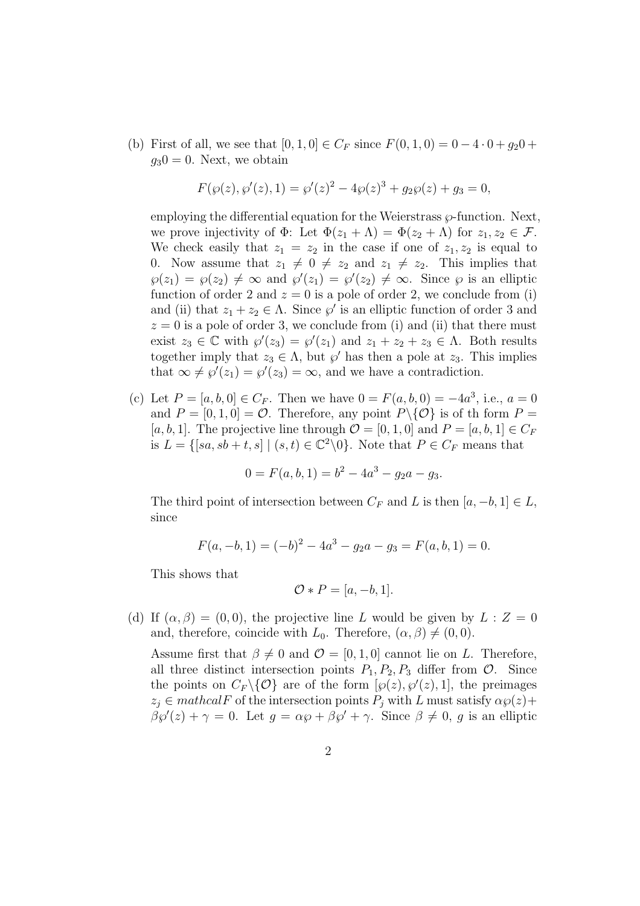(b) First of all, we see that $[0, 1, 0] \in C_F$ since $F(0, 1, 0) = 0 - 4 \cdot 0 + g_2 0 + g_3 0 = 0$. Next, we obtain

$$F(\wp(z), \wp'(z), 1) = \wp'(z)^2 - 4\wp(z)^3 + g_2\wp(z) + g_3 = 0,$$

employing the differential equation for the Weierstrass $\wp$-function. Next, we prove injectivity of $\Phi$: Let $\Phi(z_1 + \Lambda) = \Phi(z_2 + \Lambda)$ for $z_1, z_2 \in \mathcal{F}$. We check easily that $z_1 = z_2$ in the case if one of $z_1, z_2$ is equal to 0. Now assume that $z_1 \neq 0 \neq z_2$ and $z_1 \neq z_2$. This implies that $\wp(z_1) = \wp(z_2) \neq \infty$ and $\wp'(z_1) = \wp'(z_2) \neq \infty$. Since $\wp$ is an elliptic function of order 2 and $z = 0$ is a pole of order 2, we conclude from (i) and (ii) that $z_1 + z_2 \in \Lambda$. Since $\wp'$ is an elliptic function of order 3 and $z = 0$ is a pole of order 3, we conclude from (i) and (ii) that there must exist $z_3 \in \mathbb{C}$ with $\wp'(z_3) = \wp'(z_1)$ and $z_1 + z_2 + z_3 \in \Lambda$. Both results together imply that $z_3 \in \Lambda$, but $\wp'$ has then a pole at $z_3$. This implies that $\infty \neq \wp'(z_1) = \wp'(z_3) = \infty$, and we have a contradiction.

(c) Let $P = [a, b, 0] \in C_F$. Then we have $0 = F(a, b, 0) = -4a^3$, i.e., $a = 0$ and $P = [0, 1, 0] = \mathcal{O}$. Therefore, any point $P \backslash \{\mathcal{O}\}$ is of th form $P = [a, b, 1]$. The projective line through $\mathcal{O} = [0, 1, 0]$ and $P = [a, b, 1] \in C_F$ is $L = \{[sa, sb + t, s] \mid (s, t) \in \mathbb{C}^2 \backslash 0\}$. Note that $P \in C_F$ means that

$$0 = F(a, b, 1) = b^2 - 4a^3 - g_2 a - g_3.$$

The third point of intersection between $C_F$ and $L$ is then $[a, -b, 1] \in L$, since

$$F(a, -b, 1) = (-b)^2 - 4a^3 - g_2 a - g_3 = F(a, b, 1) = 0.$$

This shows that

$$\mathcal{O} * P = [a, -b, 1].$$

(d) If $(\alpha, \beta) = (0, 0)$, the projective line $L$ would be given by $L : Z = 0$ and, therefore, coincide with $L_0$. Therefore, $(\alpha, \beta) \neq (0, 0)$.

Assume first that $\beta \neq 0$ and $\mathcal{O} = [0, 1, 0]$ cannot lie on $L$. Therefore, all three distinct intersection points $P_1, P_2, P_3$ differ from $\mathcal{O}$. Since the points on $C_F \backslash \{\mathcal{O}\}$ are of the form $[\wp(z), \wp'(z), 1]$, the preimages $z_j \in mathcalF$ of the intersection points $P_j$ with $L$ must satisfy $\alpha\wp(z) + \beta\wp'(z) + \gamma = 0$. Let $g = \alpha\wp + \beta\wp' + \gamma$. Since $\beta \neq 0$, $g$ is an elliptic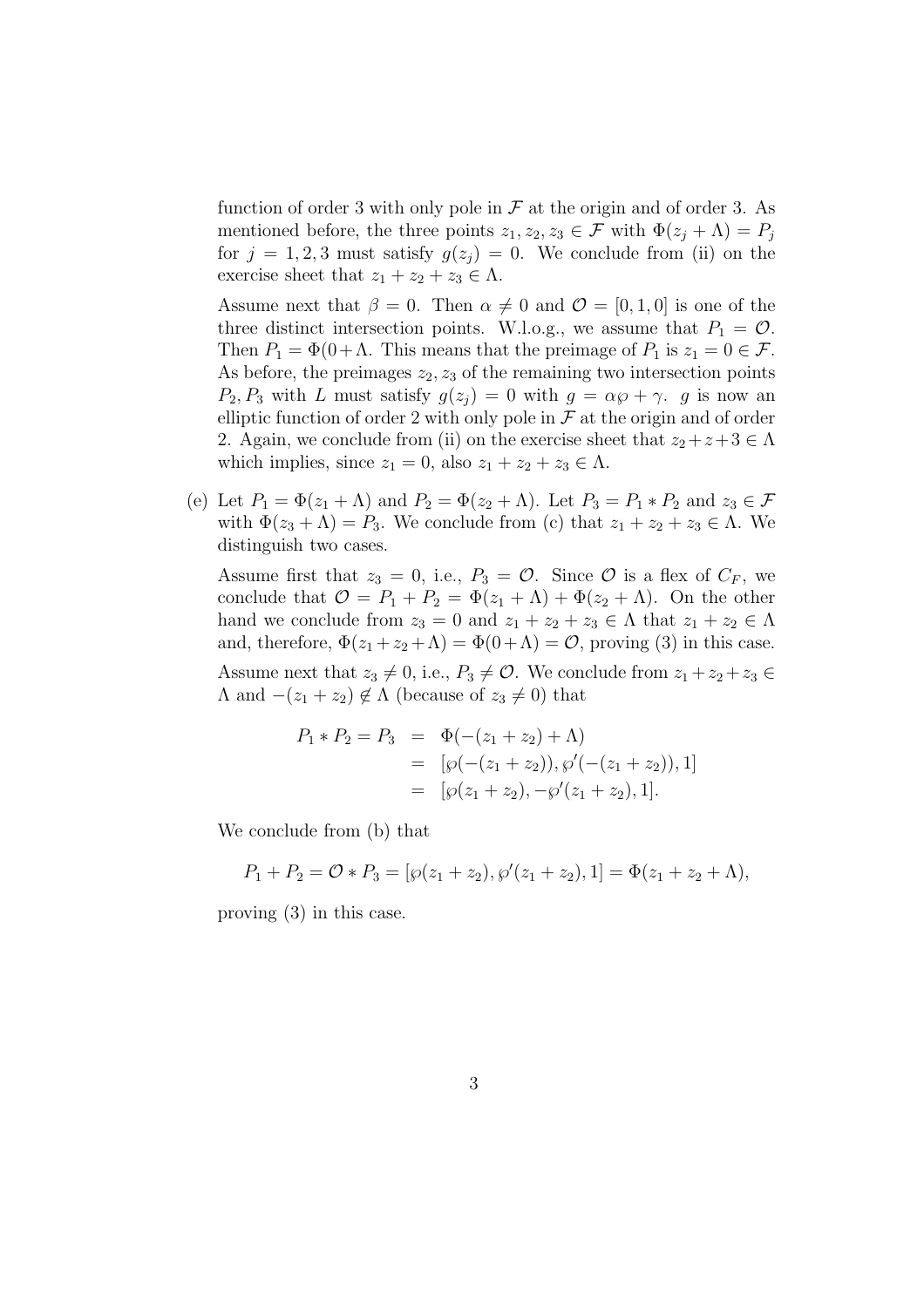function of order 3 with only pole in $\mathcal{F}$ at the origin and of order 3. As mentioned before, the three points $z_1, z_2, z_3 \in \mathcal{F}$ with $\Phi(z_j + \Lambda) = P_j$ for $j = 1, 2, 3$ must satisfy $g(z_j) = 0$. We conclude from (ii) on the exercise sheet that $z_1 + z_2 + z_3 \in \Lambda$.

Assume next that $\beta = 0$. Then $\alpha \neq 0$ and $\mathcal{O} = [0, 1, 0]$ is one of the three distinct intersection points. W.l.o.g., we assume that $P_1 = \mathcal{O}$. Then $P_1 = \Phi(0+\Lambda$. This means that the preimage of $P_1$ is $z_1 = 0 \in \mathcal{F}$. As before, the preimages $z_2, z_3$ of the remaining two intersection points $P_2, P_3$ with $L$ must satisfy $g(z_j) = 0$ with $g = \alpha\wp + \gamma$. $g$ is now an elliptic function of order 2 with only pole in $\mathcal{F}$ at the origin and of order 2. Again, we conclude from (ii) on the exercise sheet that $z_2 + z + 3 \in \Lambda$ which implies, since $z_1 = 0$, also $z_1 + z_2 + z_3 \in \Lambda$.

(e) Let $P_1 = \Phi(z_1 + \Lambda)$ and $P_2 = \Phi(z_2 + \Lambda)$. Let $P_3 = P_1 * P_2$ and $z_3 \in \mathcal{F}$ with $\Phi(z_3 + \Lambda) = P_3$. We conclude from (c) that $z_1 + z_2 + z_3 \in \Lambda$. We distinguish two cases.

Assume first that $z_3 = 0$, i.e., $P_3 = \mathcal{O}$. Since $\mathcal{O}$ is a flex of $C_F$, we conclude that $\mathcal{O} = P_1 + P_2 = \Phi(z_1 + \Lambda) + \Phi(z_2 + \Lambda)$. On the other hand we conclude from $z_3 = 0$ and $z_1 + z_2 + z_3 \in \Lambda$ that $z_1 + z_2 \in \Lambda$ and, therefore, $\Phi(z_1 + z_2 + \Lambda) = \Phi(0 + \Lambda) = \mathcal{O}$, proving (3) in this case.

Assume next that $z_3 \neq 0$, i.e., $P_3 \neq \mathcal{O}$. We conclude from $z_1 + z_2 + z_3 \in \Lambda$ and $-(z_1 + z_2) \notin \Lambda$ (because of $z_3 \neq 0$) that

$$
\begin{aligned}
P_1 * P_2 = P_3 &= \Phi(-(z_1 + z_2) + \Lambda) \\
&= [\wp(-(z_1 + z_2)), \wp'(-(z_1 + z_2)), 1] \\
&= [\wp(z_1 + z_2), -\wp'(z_1 + z_2), 1].
\end{aligned}
$$

We conclude from (b) that

$$
P_1 + P_2 = \mathcal{O} * P_3 = [\wp(z_1 + z_2), \wp'(z_1 + z_2), 1] = \Phi(z_1 + z_2 + \Lambda),
$$

proving (3) in this case.